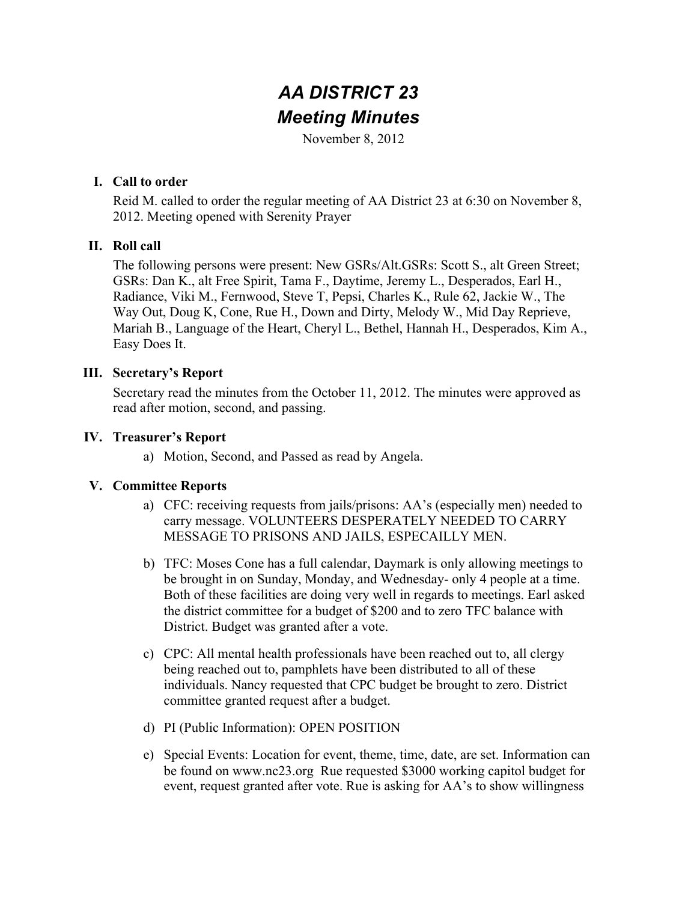# *AA DISTRICT 23*
# *Meeting Minutes*

November 8, 2012

## I. Call to order

Reid M. called to order the regular meeting of AA District 23 at 6:30 on November 8, 2012. Meeting opened with Serenity Prayer

## II. Roll call

The following persons were present: New GSRs/Alt.GSRs: Scott S., alt Green Street; GSRs: Dan K., alt Free Spirit, Tama F., Daytime, Jeremy L., Desperados, Earl H., Radiance, Viki M., Fernwood, Steve T, Pepsi, Charles K., Rule 62, Jackie W., The Way Out, Doug K, Cone, Rue H., Down and Dirty, Melody W., Mid Day Reprieve, Mariah B., Language of the Heart, Cheryl L., Bethel, Hannah H., Desperados, Kim A., Easy Does It.

## III. Secretary's Report

Secretary read the minutes from the October 11, 2012. The minutes were approved as read after motion, second, and passing.

## IV. Treasurer's Report

a) Motion, Second, and Passed as read by Angela.

## V. Committee Reports

a) CFC: receiving requests from jails/prisons: AA's (especially men) needed to carry message. VOLUNTEERS DESPERATELY NEEDED TO CARRY MESSAGE TO PRISONS AND JAILS, ESPECAILLY MEN.

b) TFC: Moses Cone has a full calendar, Daymark is only allowing meetings to be brought in on Sunday, Monday, and Wednesday- only 4 people at a time. Both of these facilities are doing very well in regards to meetings. Earl asked the district committee for a budget of $200 and to zero TFC balance with District. Budget was granted after a vote.

c) CPC: All mental health professionals have been reached out to, all clergy being reached out to, pamphlets have been distributed to all of these individuals. Nancy requested that CPC budget be brought to zero. District committee granted request after a budget.

d) PI (Public Information): OPEN POSITION

e) Special Events: Location for event, theme, time, date, are set. Information can be found on www.nc23.org Rue requested $3000 working capitol budget for event, request granted after vote. Rue is asking for AA's to show willingness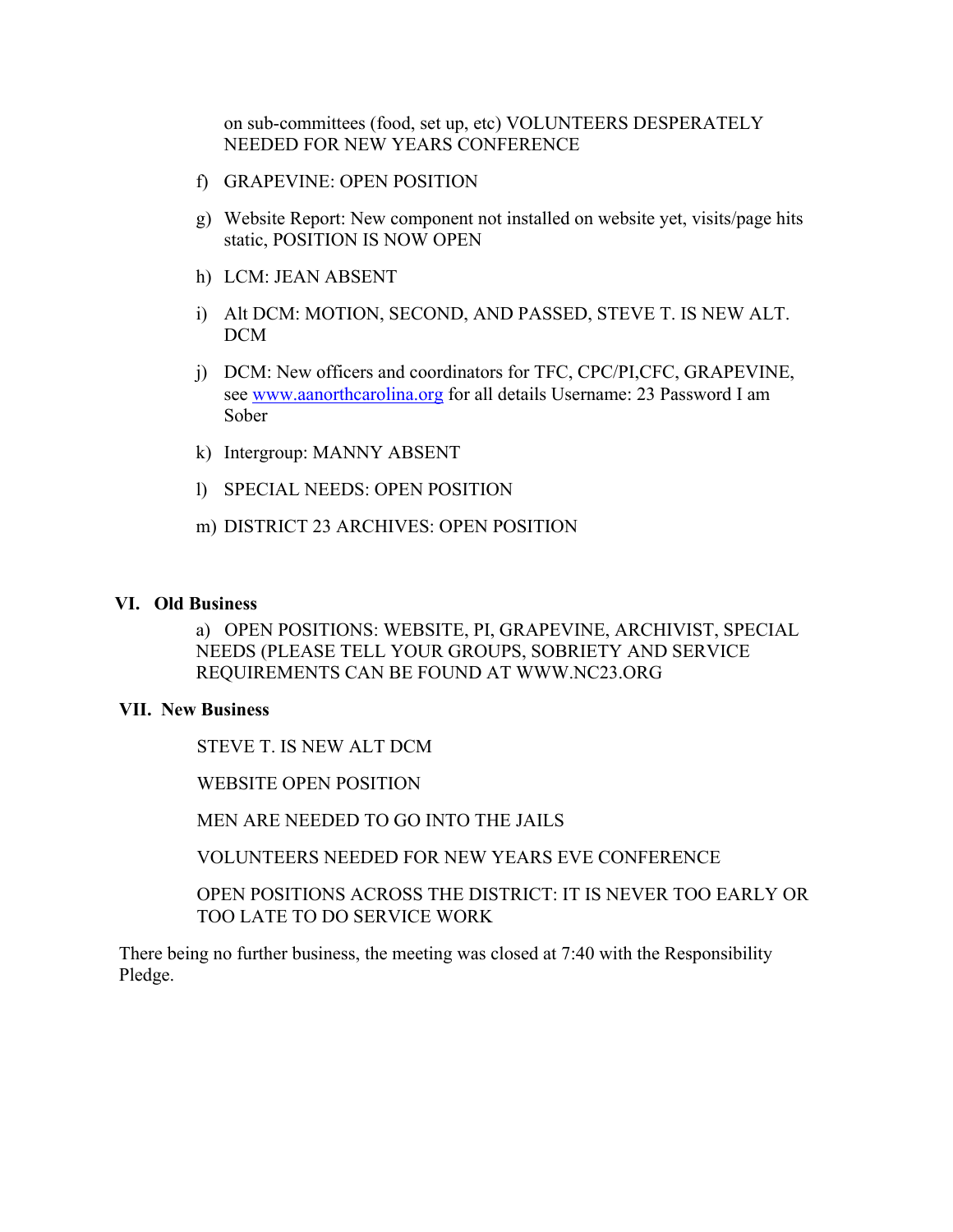on sub-committees (food, set up, etc) VOLUNTEERS DESPERATELY NEEDED FOR NEW YEARS CONFERENCE

f) GRAPEVINE: OPEN POSITION

g) Website Report: New component not installed on website yet, visits/page hits static, POSITION IS NOW OPEN

h) LCM: JEAN ABSENT

i) Alt DCM: MOTION, SECOND, AND PASSED, STEVE T. IS NEW ALT. DCM

j) DCM: New officers and coordinators for TFC, CPC/PI,CFC, GRAPEVINE, see www.aanorthcarolina.org for all details Username: 23 Password I am Sober

k) Intergroup: MANNY ABSENT

l) SPECIAL NEEDS: OPEN POSITION

m) DISTRICT 23 ARCHIVES: OPEN POSITION

## VI. Old Business

a) OPEN POSITIONS: WEBSITE, PI, GRAPEVINE, ARCHIVIST, SPECIAL NEEDS (PLEASE TELL YOUR GROUPS, SOBRIETY AND SERVICE REQUIREMENTS CAN BE FOUND AT WWW.NC23.ORG

## VII. New Business

STEVE T. IS NEW ALT DCM

WEBSITE OPEN POSITION

MEN ARE NEEDED TO GO INTO THE JAILS

VOLUNTEERS NEEDED FOR NEW YEARS EVE CONFERENCE

OPEN POSITIONS ACROSS THE DISTRICT: IT IS NEVER TOO EARLY OR TOO LATE TO DO SERVICE WORK

There being no further business, the meeting was closed at 7:40 with the Responsibility Pledge.